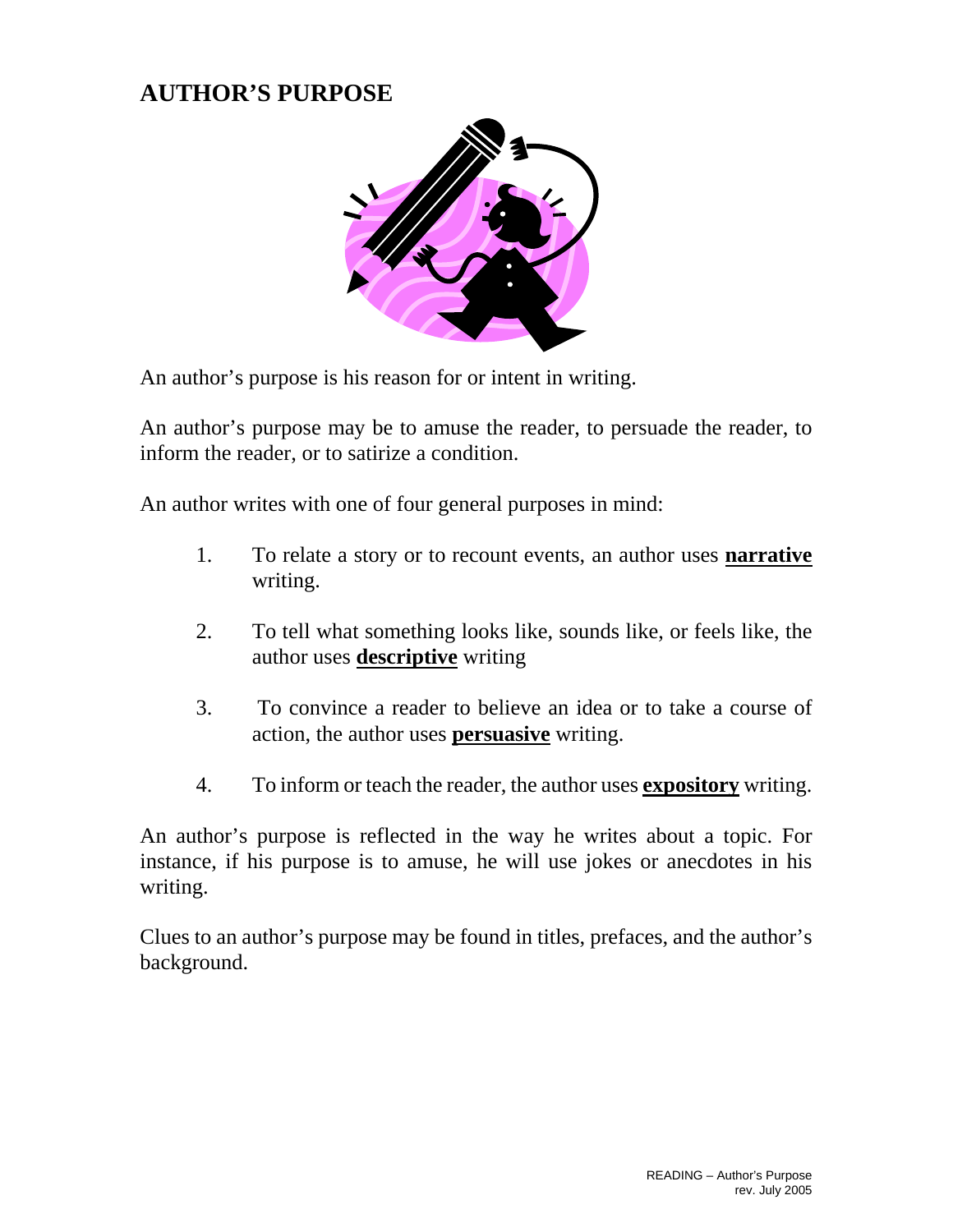# AUTHOR'S PURPOSE

An author's purpose is his reason for or intent in writing.

An author's purpose may be to amuse the reader, to persuade the reader, to inform the reader, or to satirize a condition.

An author writes with one of four general purposes in mind:

1. To relate a story or to recount events, an author uses **narrative** writing.

2. To tell what something looks like, sounds like, or feels like, the author uses **descriptive** writing

3. To convince a reader to believe an idea or to take a course of action, the author uses **persuasive** writing.

4. To inform or teach the reader, the author uses **expository** writing.

An author's purpose is reflected in the way he writes about a topic. For instance, if his purpose is to amuse, he will use jokes or anecdotes in his writing.

Clues to an author's purpose may be found in titles, prefaces, and the author's background.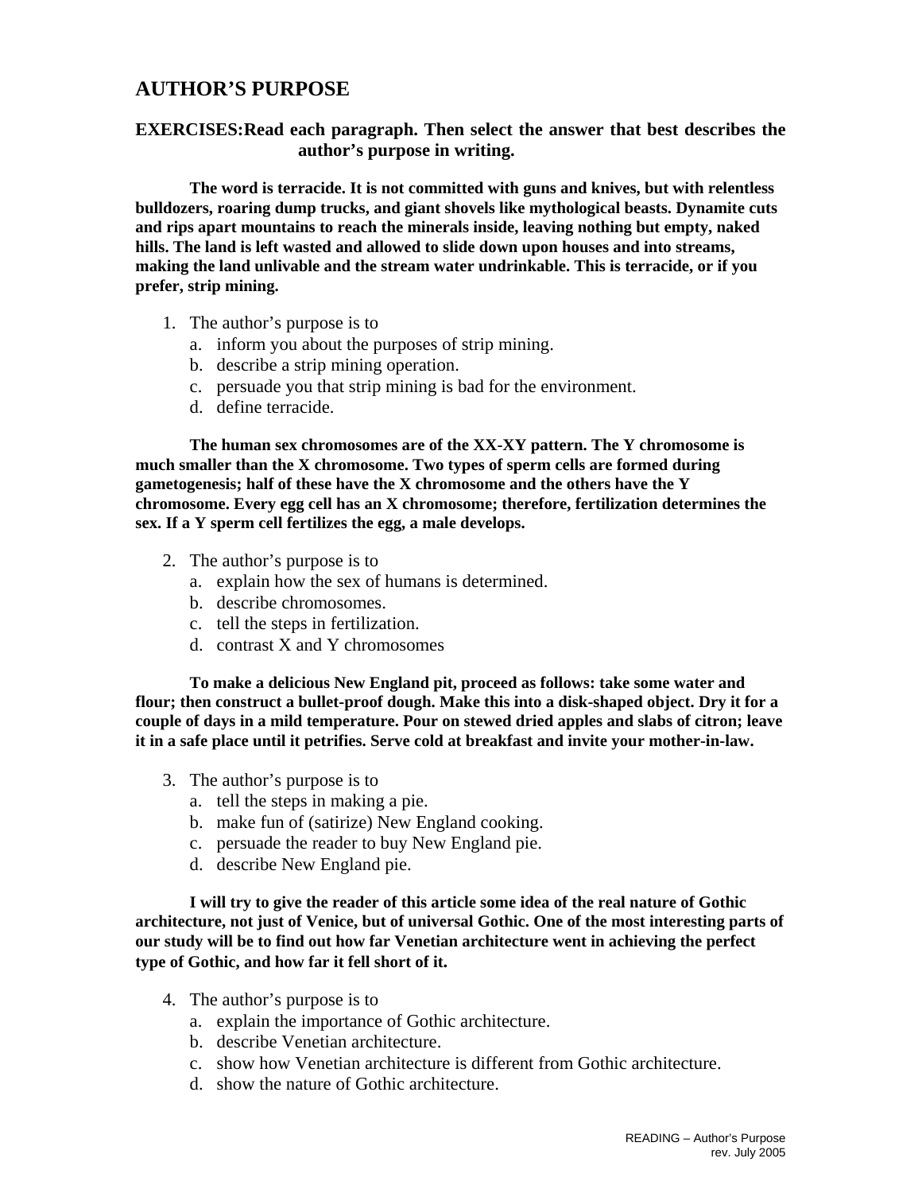## AUTHOR'S PURPOSE

### EXERCISES: Read each paragraph. Then select the answer that best describes the author's purpose in writing.

**The word is terracide. It is not committed with guns and knives, but with relentless bulldozers, roaring dump trucks, and giant shovels like mythological beasts. Dynamite cuts and rips apart mountains to reach the minerals inside, leaving nothing but empty, naked hills. The land is left wasted and allowed to slide down upon houses and into streams, making the land unlivable and the stream water undrinkable. This is terracide, or if you prefer, strip mining.**

1. The author's purpose is to
   a. inform you about the purposes of strip mining.
   b. describe a strip mining operation.
   c. persuade you that strip mining is bad for the environment.
   d. define terracide.

**The human sex chromosomes are of the XX-XY pattern. The Y chromosome is much smaller than the X chromosome. Two types of sperm cells are formed during gametogenesis; half of these have the X chromosome and the others have the Y chromosome. Every egg cell has an X chromosome; therefore, fertilization determines the sex. If a Y sperm cell fertilizes the egg, a male develops.**

2. The author's purpose is to
   a. explain how the sex of humans is determined.
   b. describe chromosomes.
   c. tell the steps in fertilization.
   d. contrast X and Y chromosomes

**To make a delicious New England pit, proceed as follows: take some water and flour; then construct a bullet-proof dough. Make this into a disk-shaped object. Dry it for a couple of days in a mild temperature. Pour on stewed dried apples and slabs of citron; leave it in a safe place until it petrifies. Serve cold at breakfast and invite your mother-in-law.**

3. The author's purpose is to
   a. tell the steps in making a pie.
   b. make fun of (satirize) New England cooking.
   c. persuade the reader to buy New England pie.
   d. describe New England pie.

**I will try to give the reader of this article some idea of the real nature of Gothic architecture, not just of Venice, but of universal Gothic. One of the most interesting parts of our study will be to find out how far Venetian architecture went in achieving the perfect type of Gothic, and how far it fell short of it.**

4. The author's purpose is to
   a. explain the importance of Gothic architecture.
   b. describe Venetian architecture.
   c. show how Venetian architecture is different from Gothic architecture.
   d. show the nature of Gothic architecture.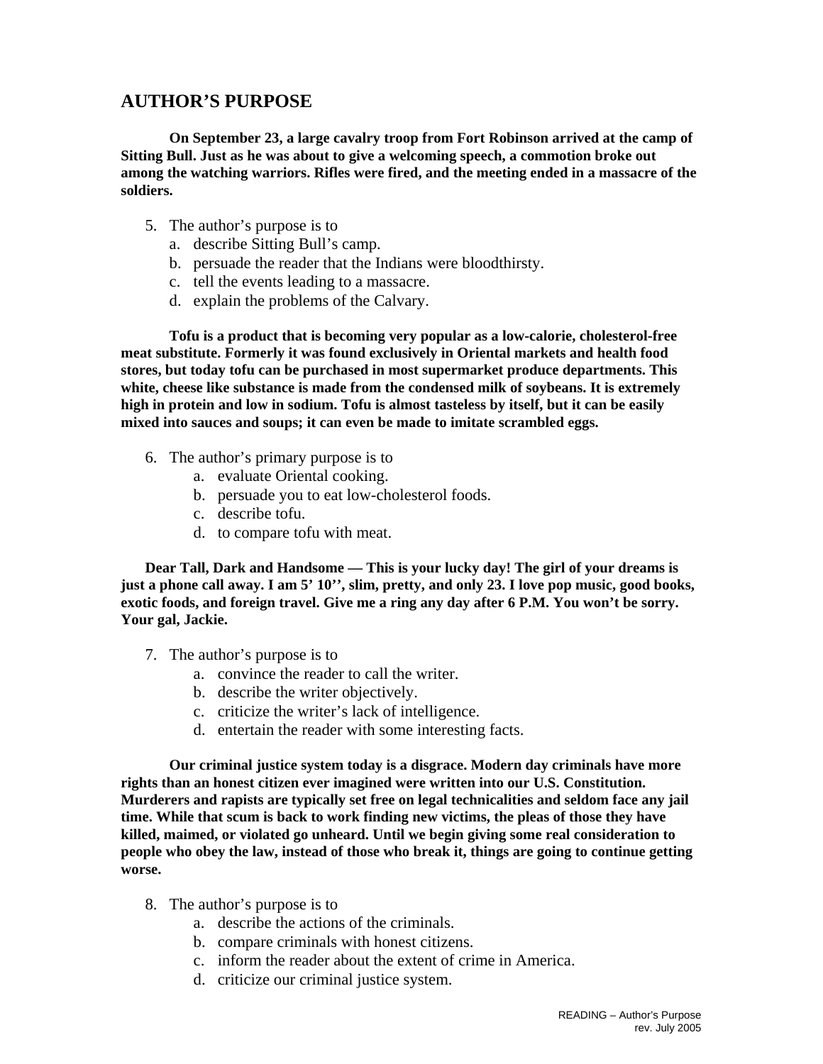## AUTHOR'S PURPOSE

**On September 23, a large cavalry troop from Fort Robinson arrived at the camp of Sitting Bull. Just as he was about to give a welcoming speech, a commotion broke out among the watching warriors. Rifles were fired, and the meeting ended in a massacre of the soldiers.**

5. The author's purpose is to
   a. describe Sitting Bull's camp.
   b. persuade the reader that the Indians were bloodthirsty.
   c. tell the events leading to a massacre.
   d. explain the problems of the Calvary.

**Tofu is a product that is becoming very popular as a low-calorie, cholesterol-free meat substitute. Formerly it was found exclusively in Oriental markets and health food stores, but today tofu can be purchased in most supermarket produce departments. This white, cheese like substance is made from the condensed milk of soybeans. It is extremely high in protein and low in sodium. Tofu is almost tasteless by itself, but it can be easily mixed into sauces and soups; it can even be made to imitate scrambled eggs.**

6. The author's primary purpose is to
   a. evaluate Oriental cooking.
   b. persuade you to eat low-cholesterol foods.
   c. describe tofu.
   d. to compare tofu with meat.

**Dear Tall, Dark and Handsome — This is your lucky day! The girl of your dreams is just a phone call away. I am 5' 10'', slim, pretty, and only 23. I love pop music, good books, exotic foods, and foreign travel. Give me a ring any day after 6 P.M. You won't be sorry. Your gal, Jackie.**

7. The author's purpose is to
   a. convince the reader to call the writer.
   b. describe the writer objectively.
   c. criticize the writer's lack of intelligence.
   d. entertain the reader with some interesting facts.

**Our criminal justice system today is a disgrace. Modern day criminals have more rights than an honest citizen ever imagined were written into our U.S. Constitution. Murderers and rapists are typically set free on legal technicalities and seldom face any jail time. While that scum is back to work finding new victims, the pleas of those they have killed, maimed, or violated go unheard. Until we begin giving some real consideration to people who obey the law, instead of those who break it, things are going to continue getting worse.**

8. The author's purpose is to
   a. describe the actions of the criminals.
   b. compare criminals with honest citizens.
   c. inform the reader about the extent of crime in America.
   d. criticize our criminal justice system.